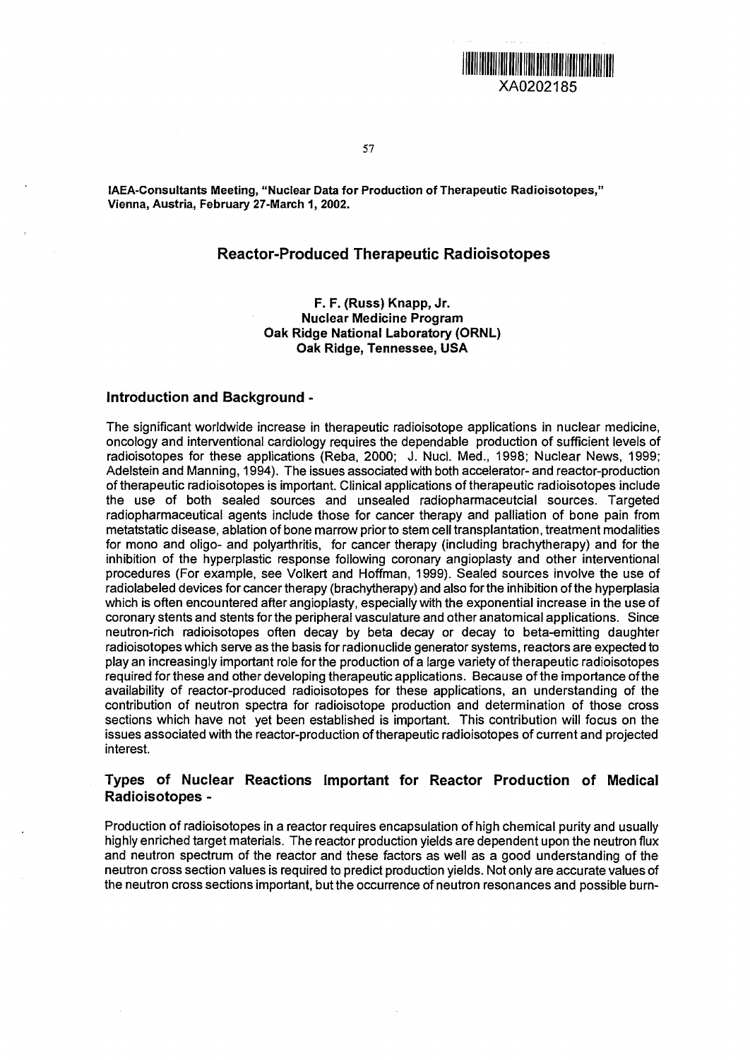IAEA-Consultants Meeting, "Nuclear Data for Production of Therapeutic Radioisotopes," Vienna, Austria, February 27-March 1, 2002.

# Reactor-Produced Therapeutic Radioisotopes

**F. F. (Russ) Knapp, Jr.**
**Nuclear Medicine Program**
**Oak Ridge National Laboratory (ORNL)**
**Oak Ridge, Tennessee, USA**

## Introduction and Background -

The significant worldwide increase in therapeutic radioisotope applications in nuclear medicine, oncology and interventional cardiology requires the dependable production of sufficient levels of radioisotopes for these applications (Reba, 2000; J. Nucl. Med., 1998; Nuclear News, 1999; Adelstein and Manning, 1994). The issues associated with both accelerator- and reactor-production of therapeutic radioisotopes is important. Clinical applications of therapeutic radioisotopes include the use of both sealed sources and unsealed radiopharmaceutcial sources. Targeted radiopharmaceutical agents include those for cancer therapy and palliation of bone pain from metatstatic disease, ablation of bone marrow prior to stem cell transplantation, treatment modalities for mono and oligo- and polyarthritis, for cancer therapy (including brachytherapy) and for the inhibition of the hyperplastic response following coronary angioplasty and other interventional procedures (For example, see Volkert and Hoffman, 1999). Sealed sources involve the use of radiolabeled devices for cancer therapy (brachytherapy) and also for the inhibition of the hyperplasia which is often encountered after angioplasty, especially with the exponential increase in the use of coronary stents and stents for the peripheral vasculature and other anatomical applications. Since neutron-rich radioisotopes often decay by beta decay or decay to beta-emitting daughter radioisotopes which serve as the basis for radionuclide generator systems, reactors are expected to play an increasingly important role for the production of a large variety of therapeutic radioisotopes required for these and other developing therapeutic applications. Because of the importance of the availability of reactor-produced radioisotopes for these applications, an understanding of the contribution of neutron spectra for radioisotope production and determination of those cross sections which have not yet been established is important. This contribution will focus on the issues associated with the reactor-production of therapeutic radioisotopes of current and projected interest.

## Types of Nuclear Reactions Important for Reactor Production of Medical Radioisotopes -

Production of radioisotopes in a reactor requires encapsulation of high chemical purity and usually highly enriched target materials. The reactor production yields are dependent upon the neutron flux and neutron spectrum of the reactor and these factors as well as a good understanding of the neutron cross section values is required to predict production yields. Not only are accurate values of the neutron cross sections important, but the occurrence of neutron resonances and possible burn-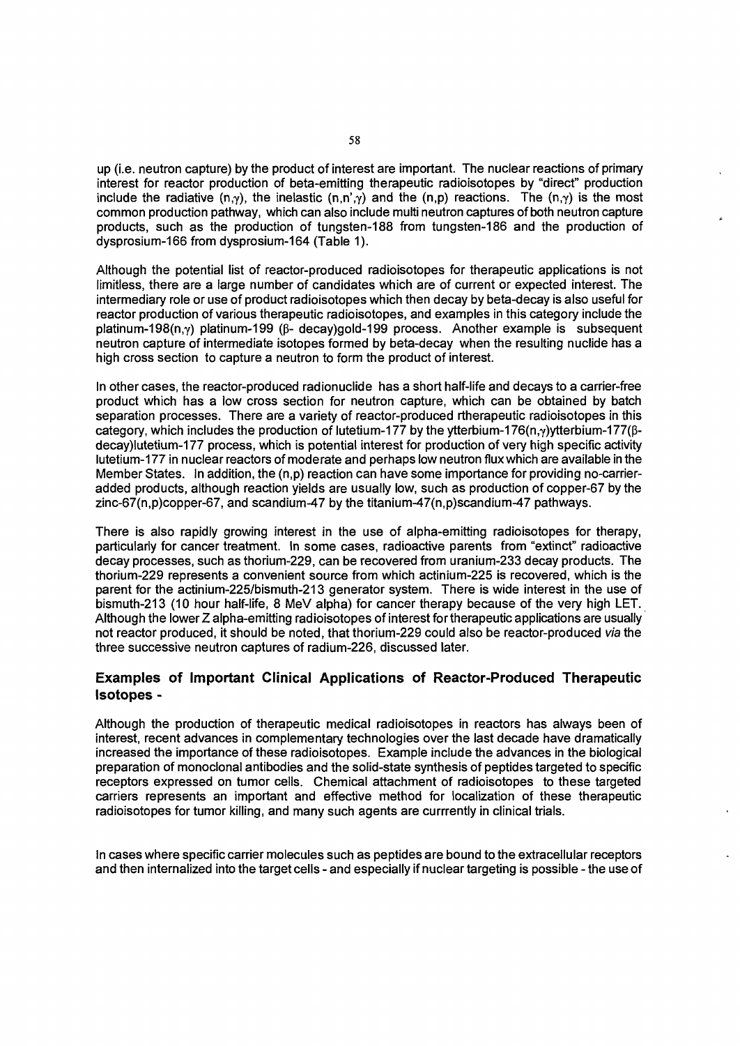up (i.e. neutron capture) by the product of interest are important. The nuclear reactions of primary interest for reactor production of beta-emitting therapeutic radioisotopes by "direct" production include the radiative (n,$\gamma$), the inelastic (n,n',$\gamma$) and the (n,p) reactions. The (n,$\gamma$) is the most common production pathway, which can also include multi neutron captures of both neutron capture products, such as the production of tungsten-188 from tungsten-186 and the production of dysprosium-166 from dysprosium-164 (Table 1).

Although the potential list of reactor-produced radioisotopes for therapeutic applications is not limitless, there are a large number of candidates which are of current or expected interest. The intermediary role or use of product radioisotopes which then decay by beta-decay is also useful for reactor production of various therapeutic radioisotopes, and examples in this category include the platinum-198(n,$\gamma$) platinum-199 ($\beta$- decay)gold-199 process. Another example is subsequent neutron capture of intermediate isotopes formed by beta-decay when the resulting nuclide has a high cross section to capture a neutron to form the product of interest.

In other cases, the reactor-produced radionuclide has a short half-life and decays to a carrier-free product which has a low cross section for neutron capture, which can be obtained by batch separation processes. There are a variety of reactor-produced rtherapeutic radioisotopes in this category, which includes the production of lutetium-177 by the ytterbium-176(n,$\gamma$)ytterbium-177($\beta$-decay)lutetium-177 process, which is potential interest for production of very high specific activity lutetium-177 in nuclear reactors of moderate and perhaps low neutron flux which are available in the Member States. In addition, the (n,p) reaction can have some importance for providing no-carrier-added products, although reaction yields are usually low, such as production of copper-67 by the zinc-67(n,p)copper-67, and scandium-47 by the titanium-47(n,p)scandium-47 pathways.

There is also rapidly growing interest in the use of alpha-emitting radioisotopes for therapy, particularly for cancer treatment. In some cases, radioactive parents from "extinct" radioactive decay processes, such as thorium-229, can be recovered from uranium-233 decay products. The thorium-229 represents a convenient source from which actinium-225 is recovered, which is the parent for the actinium-225/bismuth-213 generator system. There is wide interest in the use of bismuth-213 (10 hour half-life, 8 MeV alpha) for cancer therapy because of the very high LET. Although the lower Z alpha-emitting radioisotopes of interest for therapeutic applications are usually not reactor produced, it should be noted, that thorium-229 could also be reactor-produced *via* the three successive neutron captures of radium-226, discussed later.

## Examples of Important Clinical Applications of Reactor-Produced Therapeutic Isotopes -

Although the production of therapeutic medical radioisotopes in reactors has always been of interest, recent advances in complementary technologies over the last decade have dramatically increased the importance of these radioisotopes. Example include the advances in the biological preparation of monoclonal antibodies and the solid-state synthesis of peptides targeted to specific receptors expressed on tumor cells. Chemical attachment of radioisotopes to these targeted carriers represents an important and effective method for localization of these therapeutic radioisotopes for tumor killing, and many such agents are currrently in clinical trials.

In cases where specific carrier molecules such as peptides are bound to the extracellular receptors and then internalized into the target cells - and especially if nuclear targeting is possible - the use of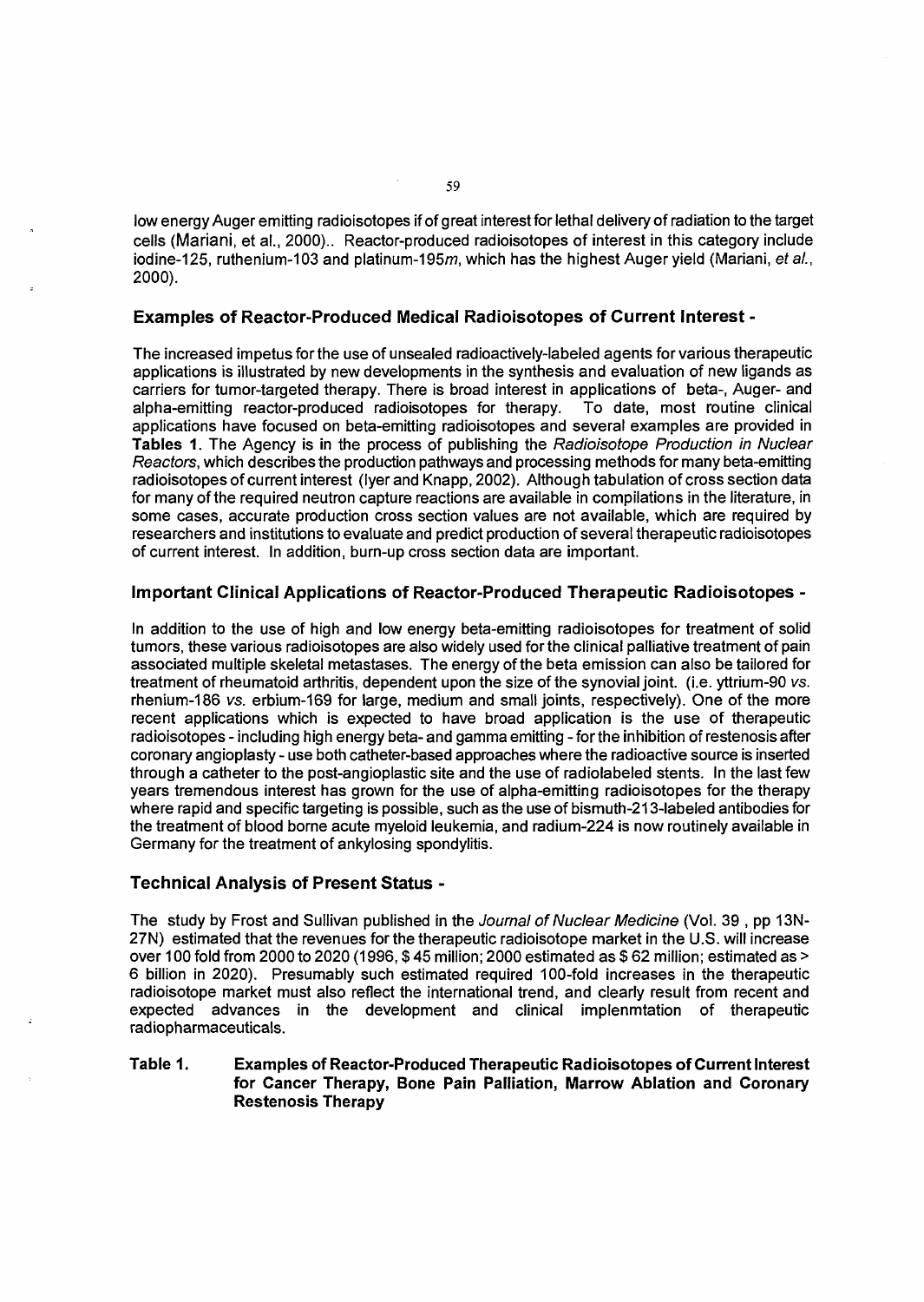low energy Auger emitting radioisotopes if of great interest for lethal delivery of radiation to the target cells (Mariani, et al., 2000).. Reactor-produced radioisotopes of interest in this category include iodine-125, ruthenium-103 and platinum-195*m*, which has the highest Auger yield (Mariani, *et al.*, 2000).

## Examples of Reactor-Produced Medical Radioisotopes of Current Interest -

The increased impetus for the use of unsealed radioactively-labeled agents for various therapeutic applications is illustrated by new developments in the synthesis and evaluation of new ligands as carriers for tumor-targeted therapy. There is broad interest in applications of beta-, Auger- and alpha-emitting reactor-produced radioisotopes for therapy. To date, most routine clinical applications have focused on beta-emitting radioisotopes and several examples are provided in **Tables 1**. The Agency is in the process of publishing the *Radioisotope Production in Nuclear Reactors*, which describes the production pathways and processing methods for many beta-emitting radioisotopes of current interest (Iyer and Knapp, 2002). Although tabulation of cross section data for many of the required neutron capture reactions are available in compilations in the literature, in some cases, accurate production cross section values are not available, which are required by researchers and institutions to evaluate and predict production of several therapeutic radioisotopes of current interest. In addition, burn-up cross section data are important.

## Important Clinical Applications of Reactor-Produced Therapeutic Radioisotopes -

In addition to the use of high and low energy beta-emitting radioisotopes for treatment of solid tumors, these various radioisotopes are also widely used for the clinical palliative treatment of pain associated multiple skeletal metastases. The energy of the beta emission can also be tailored for treatment of rheumatoid arthritis, dependent upon the size of the synovial joint. (i.e. yttrium-90 *vs.* rhenium-186 *vs.* erbium-169 for large, medium and small joints, respectively). One of the more recent applications which is expected to have broad application is the use of therapeutic radioisotopes - including high energy beta- and gamma emitting - for the inhibition of restenosis after coronary angioplasty - use both catheter-based approaches where the radioactive source is inserted through a catheter to the post-angioplastic site and the use of radiolabeled stents. In the last few years tremendous interest has grown for the use of alpha-emitting radioisotopes for the therapy where rapid and specific targeting is possible, such as the use of bismuth-213-labeled antibodies for the treatment of blood borne acute myeloid leukemia, and radium-224 is now routinely available in Germany for the treatment of ankylosing spondylitis.

## Technical Analysis of Present Status -

The study by Frost and Sullivan published in the *Journal of Nuclear Medicine* (Vol. 39 , pp 13N-27N) estimated that the revenues for the therapeutic radioisotope market in the U.S. will increase over 100 fold from 2000 to 2020 (1996, $ 45 million; 2000 estimated as $ 62 million; estimated as > 6 billion in 2020). Presumably such estimated required 100-fold increases in the therapeutic radioisotope market must also reflect the international trend, and clearly result from recent and expected advances in the development and clinical implenmtation of therapeutic radiopharmaceuticals.

**Table 1. Examples of Reactor-Produced Therapeutic Radioisotopes of Current Interest for Cancer Therapy, Bone Pain Palliation, Marrow Ablation and Coronary Restenosis Therapy**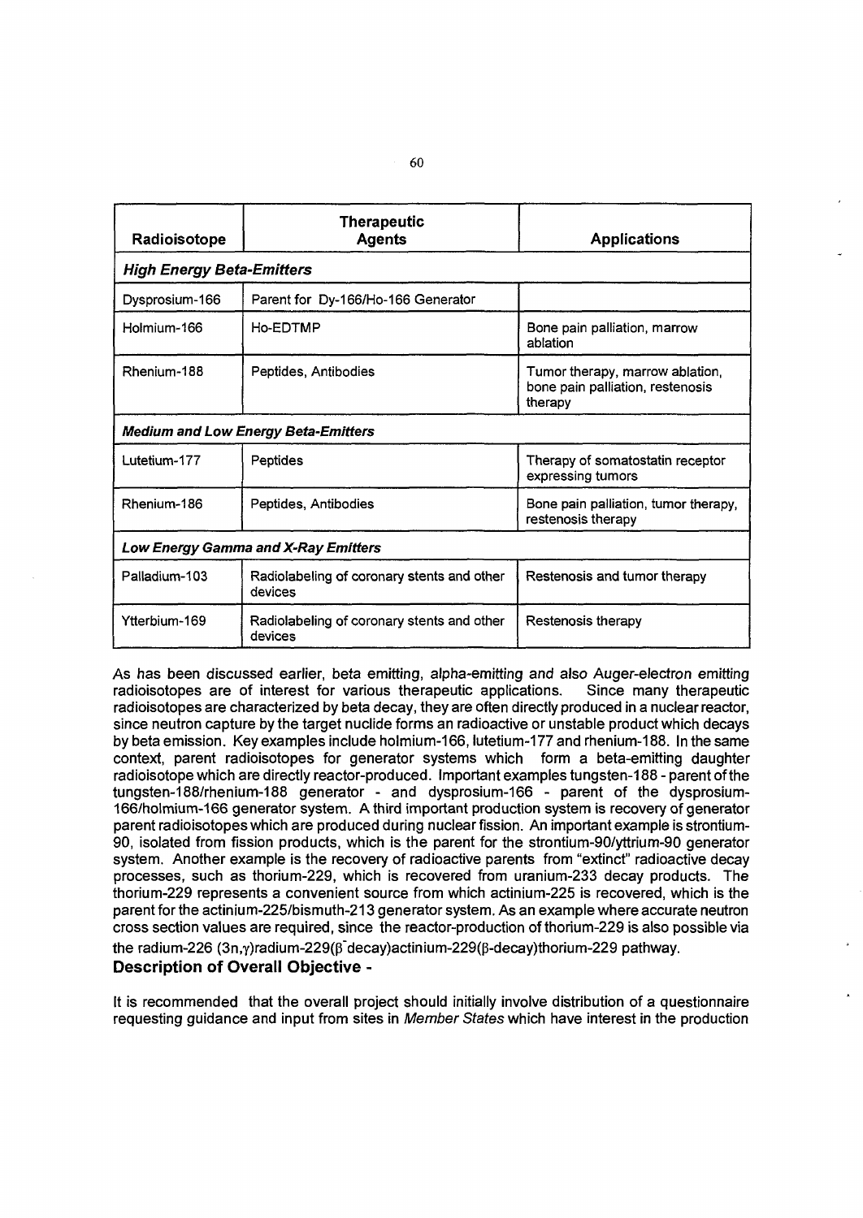| Radioisotope | Therapeutic Agents | Applications |
|---|---|---|
| ***High Energy Beta-Emitters*** | | |
| Dysprosium-166 | Parent for Dy-166/Ho-166 Generator | |
| Holmium-166 | Ho-EDTMP | Bone pain palliation, marrow ablation |
| Rhenium-188 | Peptides, Antibodies | Tumor therapy, marrow ablation, bone pain palliation, restenosis therapy |
| ***Medium and Low Energy Beta-Emitters*** | | |
| Lutetium-177 | Peptides | Therapy of somatostatin receptor expressing tumors |
| Rhenium-186 | Peptides, Antibodies | Bone pain palliation, tumor therapy, restenosis therapy |
| ***Low Energy Gamma and X-Ray Emitters*** | | |
| Palladium-103 | Radiolabeling of coronary stents and other devices | Restenosis and tumor therapy |
| Ytterbium-169 | Radiolabeling of coronary stents and other devices | Restenosis therapy |

As has been discussed earlier, beta emitting, alpha-emitting and also Auger-electron emitting radioisotopes are of interest for various therapeutic applications. Since many therapeutic radioisotopes are characterized by beta decay, they are often directly produced in a nuclear reactor, since neutron capture by the target nuclide forms an radioactive or unstable product which decays by beta emission. Key examples include holmium-166, lutetium-177 and rhenium-188. In the same context, parent radioisotopes for generator systems which form a beta-emitting daughter radioisotope which are directly reactor-produced. Important examples tungsten-188 - parent of the tungsten-188/rhenium-188 generator - and dysprosium-166 - parent of the dysprosium-166/holmium-166 generator system. A third important production system is recovery of generator parent radioisotopes which are produced during nuclear fission. An important example is strontium-90, isolated from fission products, which is the parent for the strontium-90/yttrium-90 generator system. Another example is the recovery of radioactive parents from "extinct" radioactive decay processes, such as thorium-229, which is recovered from uranium-233 decay products. The thorium-229 represents a convenient source from which actinium-225 is recovered, which is the parent for the actinium-225/bismuth-213 generator system. As an example where accurate neutron cross section values are required, since the reactor-production of thorium-229 is also possible via the radium-226 ($3n,\gamma$)radium-229($\beta^-$decay)actinium-229($\beta$-decay)thorium-229 pathway.

## Description of Overall Objective -

It is recommended that the overall project should initially involve distribution of a questionnaire requesting guidance and input from sites in *Member States* which have interest in the production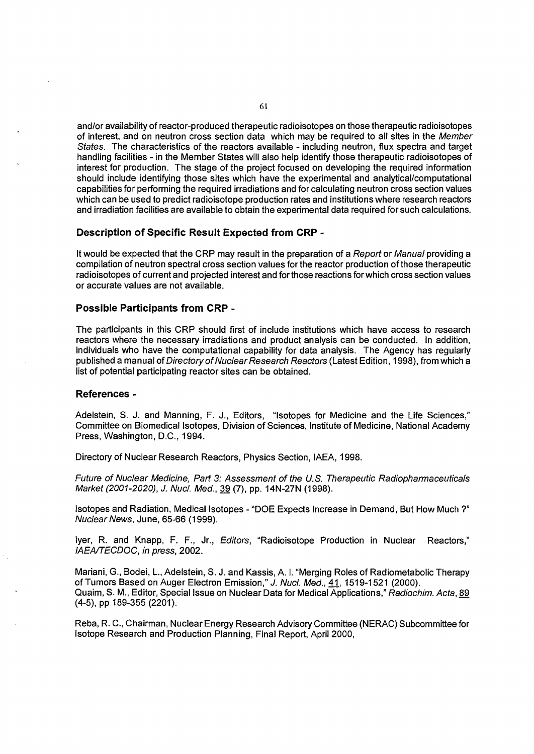and/or availability of reactor-produced therapeutic radioisotopes on those therapeutic radioisotopes of interest, and on neutron cross section data which may be required to all sites in the *Member States*. The characteristics of the reactors available - including neutron, flux spectra and target handling facilities - in the Member States will also help identify those therapeutic radioisotopes of interest for production. The stage of the project focused on developing the required information should include identifying those sites which have the experimental and analytical/computational capabilities for performing the required irradiations and for calculating neutron cross section values which can be used to predict radioisotope production rates and institutions where research reactors and irradiation facilities are available to obtain the experimental data required for such calculations.

## Description of Specific Result Expected from CRP -

It would be expected that the CRP may result in the preparation of a *Report* or *Manual* providing a compilation of neutron spectral cross section values for the reactor production of those therapeutic radioisotopes of current and projected interest and for those reactions for which cross section values or accurate values are not available.

## Possible Participants from CRP -

The participants in this CRP should first of include institutions which have access to research reactors where the necessary irradiations and product analysis can be conducted. In addition, individuals who have the computational capability for data analysis. The Agency has regularly published a manual of *Directory of Nuclear Research Reactors* (Latest Edition, 1998), from which a list of potential participating reactor sites can be obtained.

## References -

Adelstein, S. J. and Manning, F. J., Editors, "Isotopes for Medicine and the Life Sciences," Committee on Biomedical Isotopes, Division of Sciences, Institute of Medicine, National Academy Press, Washington, D.C., 1994.

Directory of Nuclear Research Reactors, Physics Section, IAEA, 1998.

*Future of Nuclear Medicine, Part 3: Assessment of the U.S. Therapeutic Radiopharmaceuticals Market (2001-2020), J. Nucl. Med.*, 39 (7), pp. 14N-27N (1998).

Isotopes and Radiation, Medical Isotopes - "DOE Expects Increase in Demand, But How Much ?" *Nuclear News*, June, 65-66 (1999).

Iyer, R. and Knapp, F. F., Jr., *Editors*, "Radioisotope Production in Nuclear Reactors," *IAEA/TECDOC, in press*, 2002.

Mariani, G., Bodei, L., Adelstein, S. J. and Kassis, A. I. "Merging Roles of Radiometabolic Therapy of Tumors Based on Auger Electron Emission," *J. Nucl. Med.*, 41, 1519-1521 (2000).
Quaim, S. M., Editor, Special Issue on Nuclear Data for Medical Applications," *Radiochim. Acta*, 89 (4-5), pp 189-355 (2201).

Reba, R. C., Chairman, Nuclear Energy Research Advisory Committee (NERAC) Subcommittee for Isotope Research and Production Planning, Final Report, April 2000,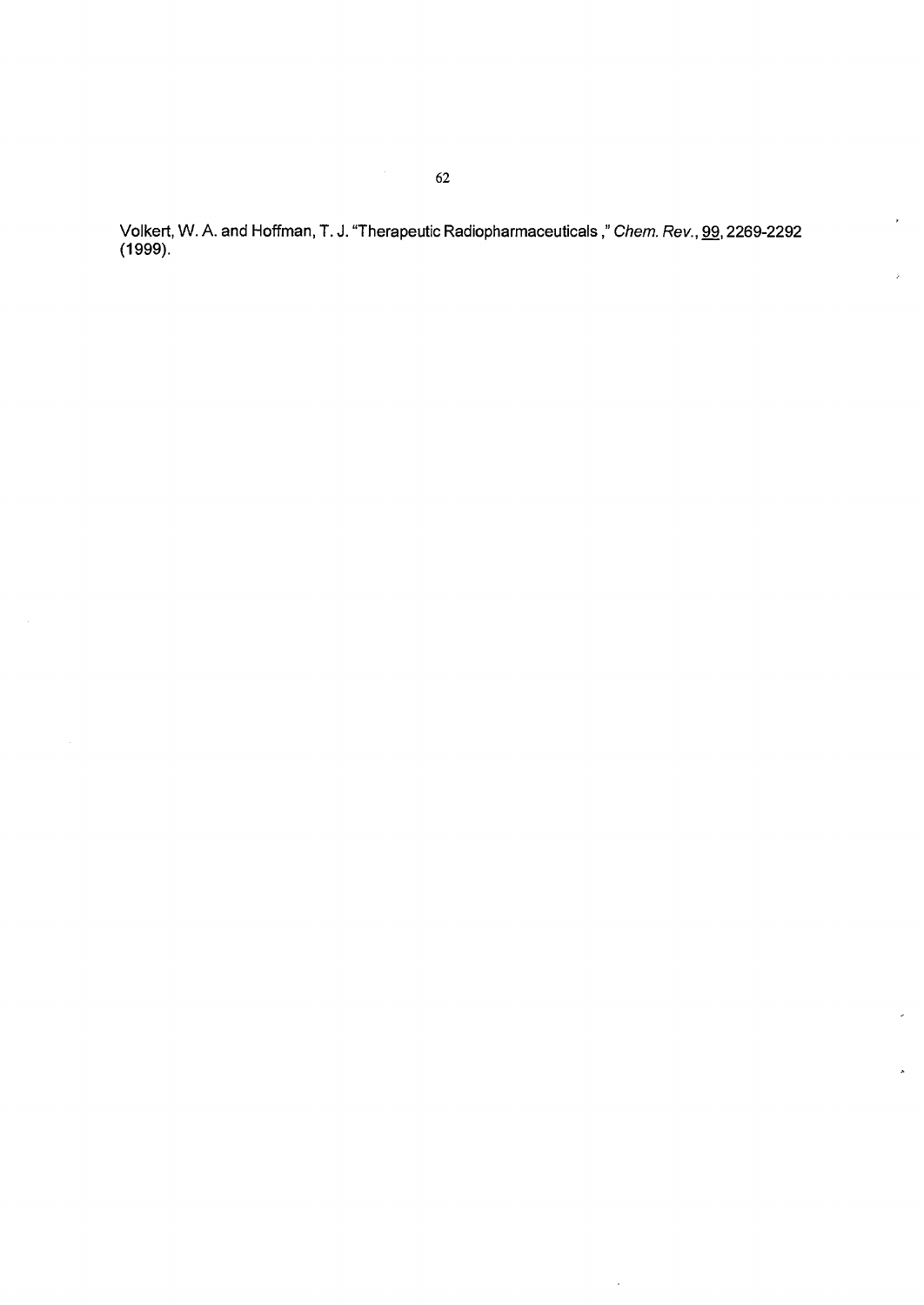Volkert, W. A. and Hoffman, T. J. "Therapeutic Radiopharmaceuticals," *Chem. Rev.*, 99, 2269-2292 (1999).